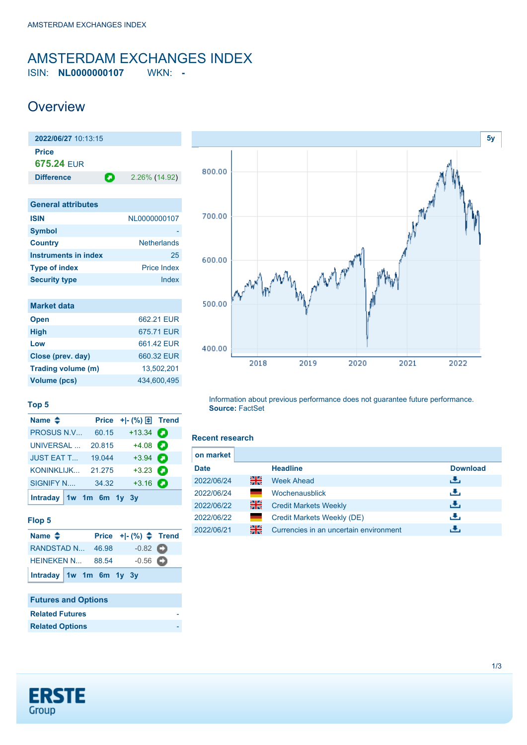# AMSTERDAM EXCHANGES INDEX

ISIN: **NL0000000107** WKN: **-**

## Overview

| 2022/06/27 10:13:15 | |
|---|---|
| **Price** | |
| **675.24** EUR | |
| **Difference** | 2.26% (14.92) |

| General attributes | |
|---|---|
| **ISIN** | NL0000000107 |
| **Symbol** | - |
| **Country** | Netherlands |
| **Instruments in index** | 25 |
| **Type of index** | Price Index |
| **Security type** | Index |

| Market data | |
|---|---|
| **Open** | 662.21 EUR |
| **High** | 675.71 EUR |
| **Low** | 661.42 EUR |
| **Close (prev. day)** | 660.32 EUR |
| **Trading volume (m)** | 13,502,201 |
| **Volume (pcs)** | 434,600,495 |

### Top 5

| Name | Price | +\|- (%) | Trend |
|---|---|---|---|
| PROSUS N.V... | 60.15 | +13.34 | |
| UNIVERSAL ... | 20.815 | +4.08 | |
| JUST EAT T... | 19.044 | +3.94 | |
| KONINKLIJK... | 21.275 | +3.23 | |
| SIGNIFY N.... | 34.32 | +3.16 | |

Intraday 1w 1m 6m 1y 3y

### Flop 5

| Name | Price | +\|- (%) | Trend |
|---|---|---|---|
| RANDSTAD N... | 46.98 | -0.82 | |
| HEINEKEN N... | 88.54 | -0.56 | |

Intraday 1w 1m 6m 1y 3y

| Futures and Options | |
|---|---|
| **Related Futures** | - |
| **Related Options** | - |

5y

Information about previous performance does not guarantee future performance.
**Source:** FactSet

### Recent research

on market

| Date | | Headline | Download |
|---|---|---|---|
| 2022/06/24 | | Week Ahead | |
| 2022/06/24 | | Wochenausblick | |
| 2022/06/22 | | Credit Markets Weekly | |
| 2022/06/22 | | Credit Markets Weekly (DE) | |
| 2022/06/21 | | Currencies in an uncertain environment | |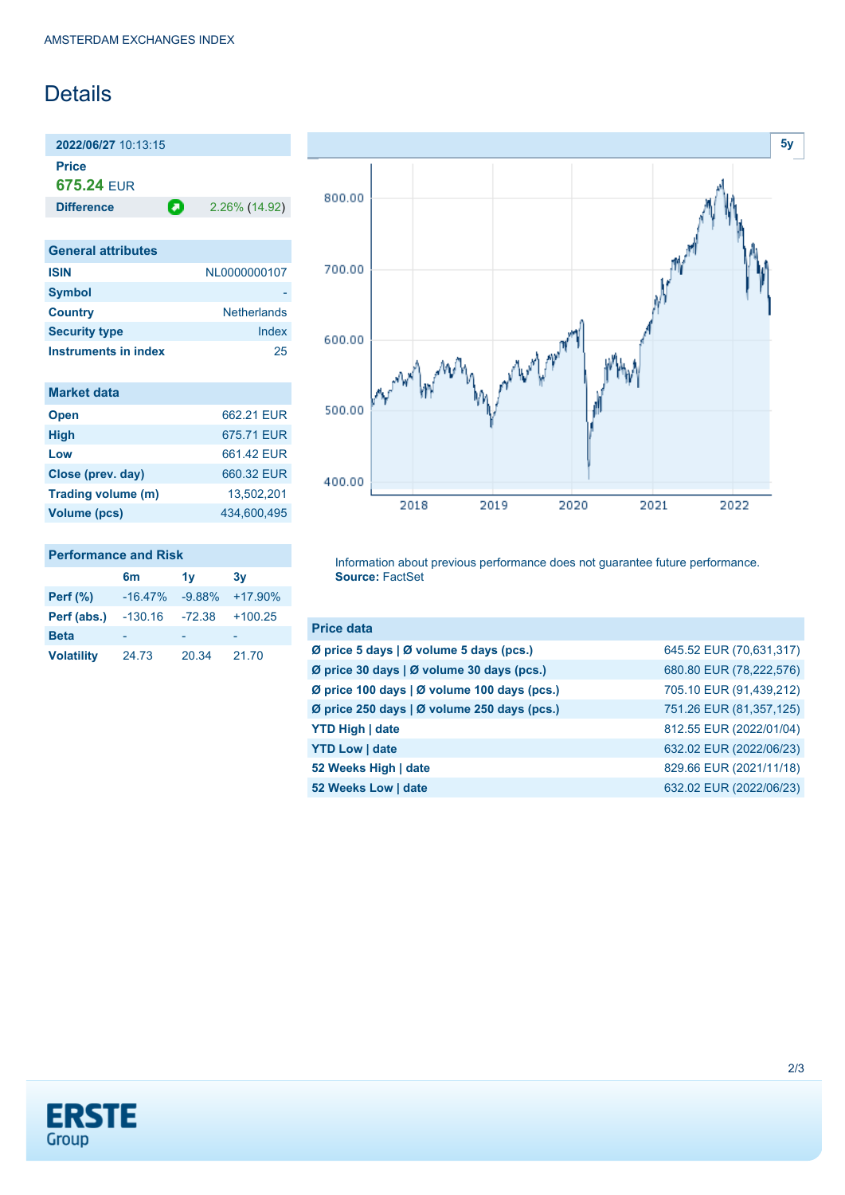AMSTERDAM EXCHANGES INDEX

# Details

| 2022/06/27 10:13:15 | |
|---|---|
| **Price** | |
| **675.24** EUR | |
| **Difference** | 2.26% (14.92) |

| General attributes | |
|---|---|
| **ISIN** | NL0000000107 |
| **Symbol** | - |
| **Country** | Netherlands |
| **Security type** | Index |
| **Instruments in index** | 25 |

| Market data | |
|---|---|
| **Open** | 662.21 EUR |
| **High** | 675.71 EUR |
| **Low** | 661.42 EUR |
| **Close (prev. day)** | 660.32 EUR |
| **Trading volume (m)** | 13,502,201 |
| **Volume (pcs)** | 434,600,495 |

| Performance and Risk | 6m | 1y | 3y |
|---|---|---|---|
| **Perf (%)** | -16.47% | -9.88% | +17.90% |
| **Perf (abs.)** | -130.16 | -72.38 | +100.25 |
| **Beta** | - | - | - |
| **Volatility** | 24.73 | 20.34 | 21.70 |

Information about previous performance does not guarantee future performance.
**Source:** FactSet

| Price data | |
|---|---|
| **Ø price 5 days \| Ø volume 5 days (pcs.)** | 645.52 EUR (70,631,317) |
| **Ø price 30 days \| Ø volume 30 days (pcs.)** | 680.80 EUR (78,222,576) |
| **Ø price 100 days \| Ø volume 100 days (pcs.)** | 705.10 EUR (91,439,212) |
| **Ø price 250 days \| Ø volume 250 days (pcs.)** | 751.26 EUR (81,357,125) |
| **YTD High \| date** | 812.55 EUR (2022/01/04) |
| **YTD Low \| date** | 632.02 EUR (2022/06/23) |
| **52 Weeks High \| date** | 829.66 EUR (2021/11/18) |
| **52 Weeks Low \| date** | 632.02 EUR (2022/06/23) |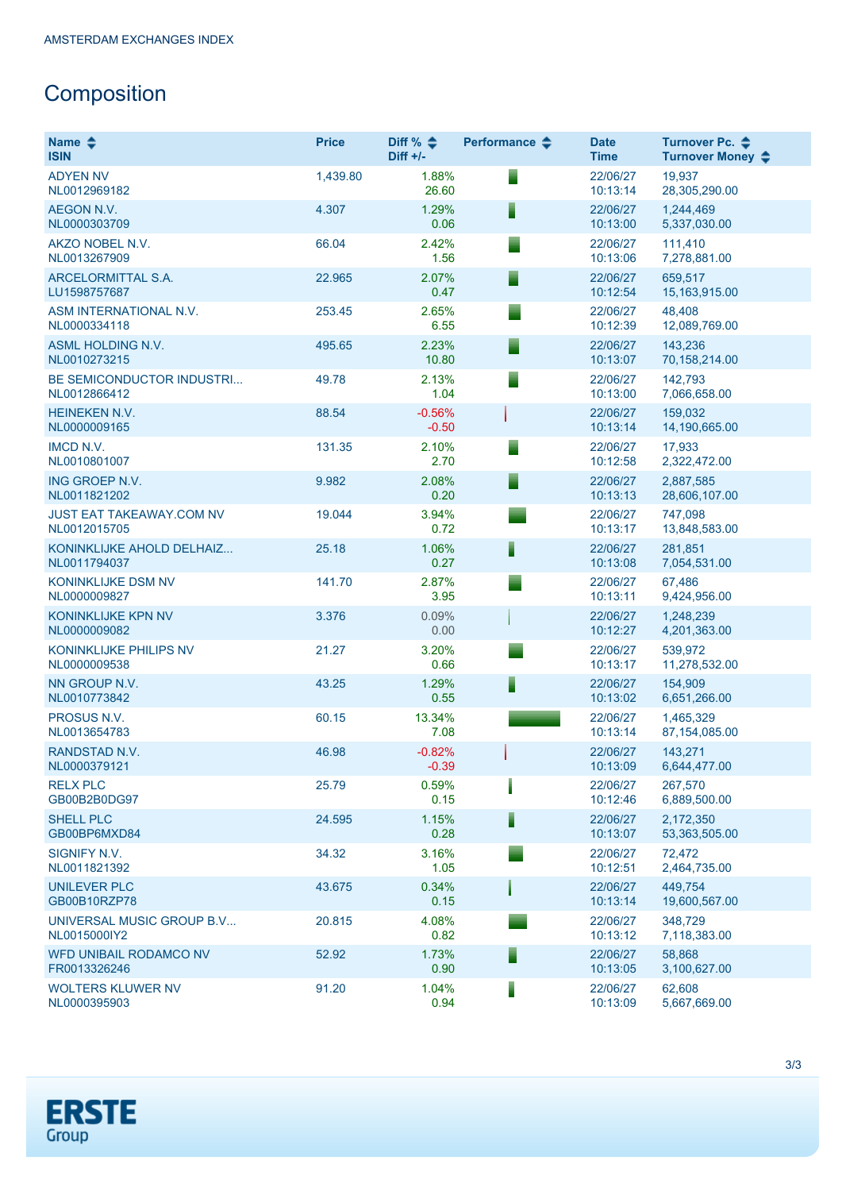AMSTERDAM EXCHANGES INDEX

# Composition

| Name<br>ISIN | Price | Diff %<br>Diff +/- | Performance | Date<br>Time | Turnover Pc.<br>Turnover Money |
|---|---|---|---|---|---|
| ADYEN NV<br>NL0012969182 | 1,439.80 | 1.88%<br>26.60 | | 22/06/27<br>10:13:14 | 19,937<br>28,305,290.00 |
| AEGON N.V.<br>NL0000303709 | 4.307 | 1.29%<br>0.06 | | 22/06/27<br>10:13:00 | 1,244,469<br>5,337,030.00 |
| AKZO NOBEL N.V.<br>NL0013267909 | 66.04 | 2.42%<br>1.56 | | 22/06/27<br>10:13:06 | 111,410<br>7,278,881.00 |
| ARCELORMITTAL S.A.<br>LU1598757687 | 22.965 | 2.07%<br>0.47 | | 22/06/27<br>10:12:54 | 659,517<br>15,163,915.00 |
| ASM INTERNATIONAL N.V.<br>NL0000334118 | 253.45 | 2.65%<br>6.55 | | 22/06/27<br>10:12:39 | 48,408<br>12,089,769.00 |
| ASML HOLDING N.V.<br>NL0010273215 | 495.65 | 2.23%<br>10.80 | | 22/06/27<br>10:13:07 | 143,236<br>70,158,214.00 |
| BE SEMICONDUCTOR INDUSTRI...<br>NL0012866412 | 49.78 | 2.13%<br>1.04 | | 22/06/27<br>10:13:00 | 142,793<br>7,066,658.00 |
| HEINEKEN N.V.<br>NL0000009165 | 88.54 | -0.56%<br>-0.50 | | 22/06/27<br>10:13:14 | 159,032<br>14,190,665.00 |
| IMCD N.V.<br>NL0010801007 | 131.35 | 2.10%<br>2.70 | | 22/06/27<br>10:12:58 | 17,933<br>2,322,472.00 |
| ING GROEP N.V.<br>NL0011821202 | 9.982 | 2.08%<br>0.20 | | 22/06/27<br>10:13:13 | 2,887,585<br>28,606,107.00 |
| JUST EAT TAKEAWAY.COM NV<br>NL0012015705 | 19.044 | 3.94%<br>0.72 | | 22/06/27<br>10:13:17 | 747,098<br>13,848,583.00 |
| KONINKLIJKE AHOLD DELHAIZ...<br>NL0011794037 | 25.18 | 1.06%<br>0.27 | | 22/06/27<br>10:13:08 | 281,851<br>7,054,531.00 |
| KONINKLIJKE DSM NV<br>NL0000009827 | 141.70 | 2.87%<br>3.95 | | 22/06/27<br>10:13:11 | 67,486<br>9,424,956.00 |
| KONINKLIJKE KPN NV<br>NL0000009082 | 3.376 | 0.09%<br>0.00 | | 22/06/27<br>10:12:27 | 1,248,239<br>4,201,363.00 |
| KONINKLIJKE PHILIPS NV<br>NL0000009538 | 21.27 | 3.20%<br>0.66 | | 22/06/27<br>10:13:17 | 539,972<br>11,278,532.00 |
| NN GROUP N.V.<br>NL0010773842 | 43.25 | 1.29%<br>0.55 | | 22/06/27<br>10:13:02 | 154,909<br>6,651,266.00 |
| PROSUS N.V.<br>NL0013654783 | 60.15 | 13.34%<br>7.08 | | 22/06/27<br>10:13:14 | 1,465,329<br>87,154,085.00 |
| RANDSTAD N.V.<br>NL0000379121 | 46.98 | -0.82%<br>-0.39 | | 22/06/27<br>10:13:09 | 143,271<br>6,644,477.00 |
| RELX PLC<br>GB00B2B0DG97 | 25.79 | 0.59%<br>0.15 | | 22/06/27<br>10:12:46 | 267,570<br>6,889,500.00 |
| SHELL PLC<br>GB00BP6MXD84 | 24.595 | 1.15%<br>0.28 | | 22/06/27<br>10:13:07 | 2,172,350<br>53,363,505.00 |
| SIGNIFY N.V.<br>NL0011821392 | 34.32 | 3.16%<br>1.05 | | 22/06/27<br>10:12:51 | 72,472<br>2,464,735.00 |
| UNILEVER PLC<br>GB00B10RZP78 | 43.675 | 0.34%<br>0.15 | | 22/06/27<br>10:13:14 | 449,754<br>19,600,567.00 |
| UNIVERSAL MUSIC GROUP B.V...<br>NL0015000IY2 | 20.815 | 4.08%<br>0.82 | | 22/06/27<br>10:13:12 | 348,729<br>7,118,383.00 |
| WFD UNIBAIL RODAMCO NV<br>FR0013326246 | 52.92 | 1.73%<br>0.90 | | 22/06/27<br>10:13:05 | 58,868<br>3,100,627.00 |
| WOLTERS KLUWER NV<br>NL0000395903 | 91.20 | 1.04%<br>0.94 | | 22/06/27<br>10:13:09 | 62,608<br>5,667,669.00 |

ERSTE Group